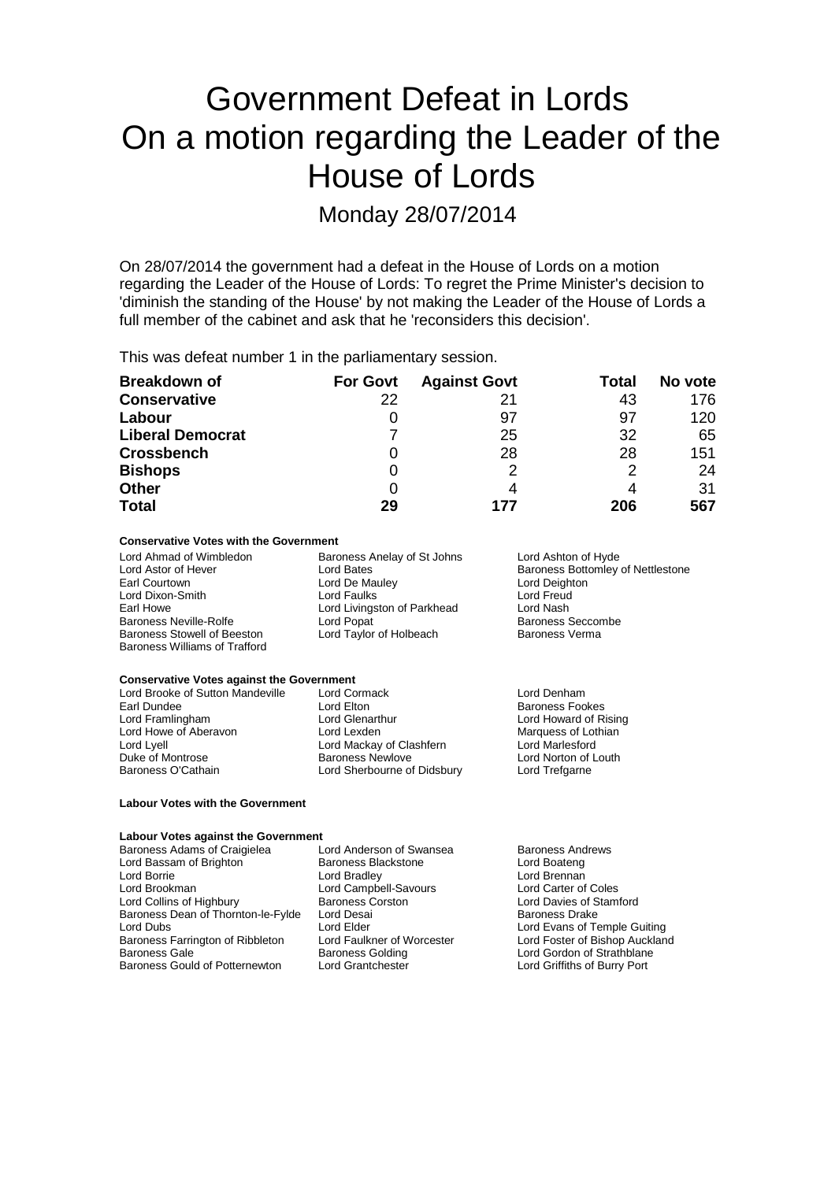# Government Defeat in Lords
# On a motion regarding the Leader of the House of Lords

## Monday 28/07/2014

On 28/07/2014 the government had a defeat in the House of Lords on a motion regarding the Leader of the House of Lords: To regret the Prime Minister's decision to 'diminish the standing of the House' by not making the Leader of the House of Lords a full member of the cabinet and ask that he 'reconsiders this decision'.

This was defeat number 1 in the parliamentary session.

| Breakdown of | For Govt | Against Govt | Total | No vote |
|---|---|---|---|---|
| **Conservative** | 22 | 21 | 43 | 176 |
| **Labour** | 0 | 97 | 97 | 120 |
| **Liberal Democrat** | 7 | 25 | 32 | 65 |
| **Crossbench** | 0 | 28 | 28 | 151 |
| **Bishops** | 0 | 2 | 2 | 24 |
| **Other** | 0 | 4 | 4 | 31 |
| **Total** | **29** | **177** | **206** | **567** |

#### Conservative Votes with the Government

Lord Ahmad of Wimbledon
Baroness Anelay of St Johns
Lord Ashton of Hyde
Lord Astor of Hever
Lord Bates
Baroness Bottomley of Nettlestone
Earl Courtown
Lord De Mauley
Lord Deighton
Lord Dixon-Smith
Lord Faulks
Lord Freud
Earl Howe
Lord Livingston of Parkhead
Lord Nash
Baroness Neville-Rolfe
Lord Popat
Baroness Seccombe
Baroness Stowell of Beeston
Lord Taylor of Holbeach
Baroness Verma
Baroness Williams of Trafford

#### Conservative Votes against the Government

Lord Brooke of Sutton Mandeville
Lord Cormack
Lord Denham
Earl Dundee
Lord Elton
Baroness Fookes
Lord Framlingham
Lord Glenarthur
Lord Howard of Rising
Lord Howe of Aberavon
Lord Lexden
Marquess of Lothian
Lord Lyell
Lord Mackay of Clashfern
Lord Marlesford
Duke of Montrose
Baroness Newlove
Lord Norton of Louth
Baroness O'Cathain
Lord Sherbourne of Didsbury
Lord Trefgarne

#### Labour Votes with the Government

#### Labour Votes against the Government

Baroness Adams of Craigielea
Lord Anderson of Swansea
Baroness Andrews
Lord Bassam of Brighton
Baroness Blackstone
Lord Boateng
Lord Borrie
Lord Bradley
Lord Brennan
Lord Brookman
Lord Campbell-Savours
Lord Carter of Coles
Lord Collins of Highbury
Baroness Corston
Lord Davies of Stamford
Baroness Dean of Thornton-le-Fylde
Lord Desai
Baroness Drake
Lord Dubs
Lord Elder
Lord Evans of Temple Guiting
Baroness Farrington of Ribbleton
Lord Faulkner of Worcester
Lord Foster of Bishop Auckland
Baroness Gale
Baroness Golding
Lord Gordon of Strathblane
Baroness Gould of Potternewton
Lord Grantchester
Lord Griffiths of Burry Port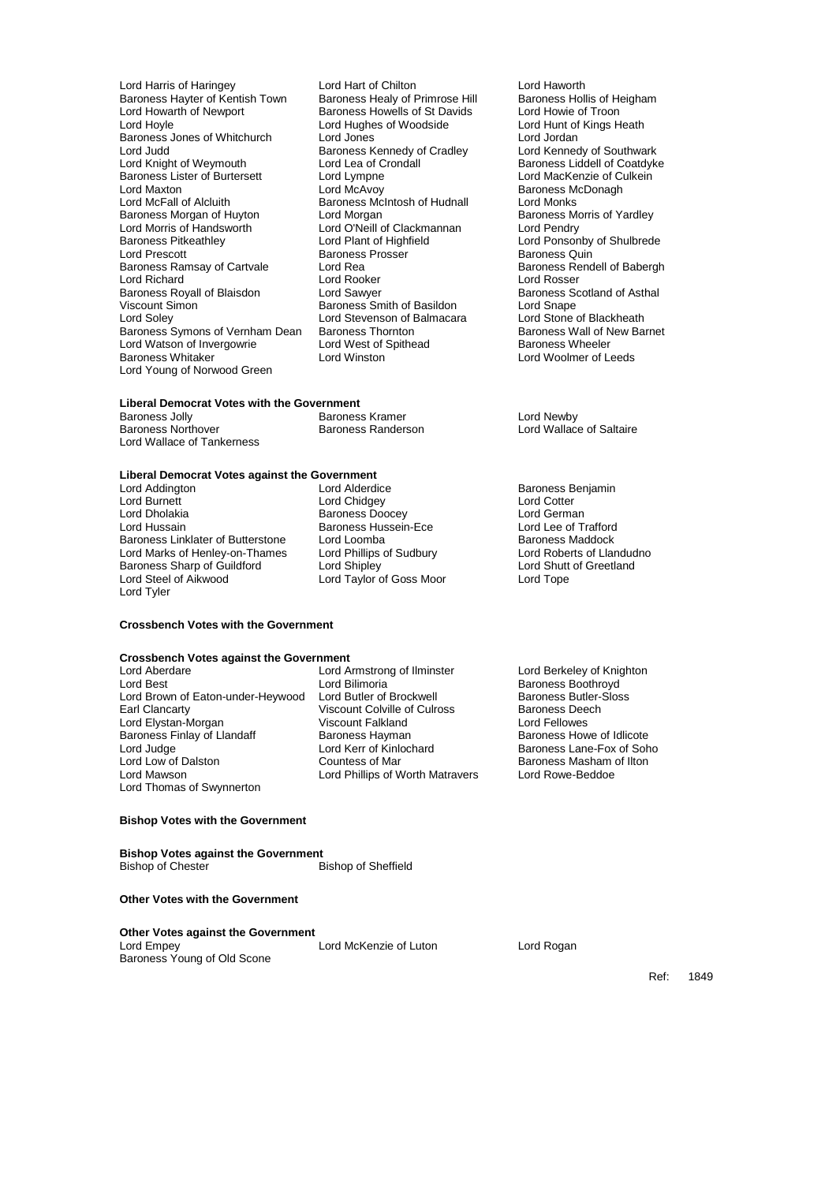Lord Harris of Haringey
Lord Hart of Chilton
Lord Haworth
Baroness Hayter of Kentish Town
Baroness Healy of Primrose Hill
Baroness Hollis of Heigham
Lord Howarth of Newport
Baroness Howells of St Davids
Lord Howie of Troon
Lord Hoyle
Lord Hughes of Woodside
Lord Hunt of Kings Heath
Baroness Jones of Whitchurch
Lord Jones
Lord Jordan
Lord Judd
Baroness Kennedy of Cradley
Lord Kennedy of Southwark
Lord Knight of Weymouth
Lord Lea of Crondall
Baroness Liddell of Coatdyke
Baroness Lister of Burtersett
Lord Lympne
Lord MacKenzie of Culkein
Lord Maxton
Lord McAvoy
Baroness McDonagh
Lord McFall of Alcluith
Baroness McIntosh of Hudnall
Lord Monks
Baroness Morgan of Huyton
Lord Morgan
Baroness Morris of Yardley
Lord Morris of Handsworth
Lord O'Neill of Clackmannan
Lord Pendry
Baroness Pitkeathley
Lord Plant of Highfield
Lord Ponsonby of Shulbrede
Lord Prescott
Baroness Prosser
Baroness Quin
Baroness Ramsay of Cartvale
Lord Rea
Baroness Rendell of Babergh
Lord Richard
Lord Rooker
Lord Rosser
Baroness Royall of Blaisdon
Lord Sawyer
Baroness Scotland of Asthal
Viscount Simon
Baroness Smith of Basildon
Lord Snape
Lord Soley
Lord Stevenson of Balmacara
Lord Stone of Blackheath
Baroness Symons of Vernham Dean
Baroness Thornton
Baroness Wall of New Barnet
Lord Watson of Invergowrie
Lord West of Spithead
Baroness Wheeler
Baroness Whitaker
Lord Winston
Lord Woolmer of Leeds
Lord Young of Norwood Green

**Liberal Democrat Votes with the Government**

Baroness Jolly
Baroness Kramer
Lord Newby
Baroness Northover
Baroness Randerson
Lord Wallace of Saltaire
Lord Wallace of Tankerness

**Liberal Democrat Votes against the Government**

Lord Addington
Lord Alderdice
Baroness Benjamin
Lord Burnett
Lord Chidgey
Lord Cotter
Lord Dholakia
Baroness Doocey
Lord German
Lord Hussain
Baroness Hussein-Ece
Lord Lee of Trafford
Baroness Linklater of Butterstone
Lord Loomba
Baroness Maddock
Lord Marks of Henley-on-Thames
Lord Phillips of Sudbury
Lord Roberts of Llandudno
Baroness Sharp of Guildford
Lord Shipley
Lord Shutt of Greetland
Lord Steel of Aikwood
Lord Taylor of Goss Moor
Lord Tope
Lord Tyler

**Crossbench Votes with the Government**

**Crossbench Votes against the Government**

Lord Aberdare
Lord Armstrong of Ilminster
Lord Berkeley of Knighton
Lord Best
Lord Bilimoria
Baroness Boothroyd
Lord Brown of Eaton-under-Heywood
Lord Butler of Brockwell
Baroness Butler-Sloss
Earl Clancarty
Viscount Colville of Culross
Baroness Deech
Lord Elystan-Morgan
Viscount Falkland
Lord Fellowes
Baroness Finlay of Llandaff
Baroness Hayman
Baroness Howe of Idlicote
Lord Judge
Lord Kerr of Kinlochard
Baroness Lane-Fox of Soho
Lord Low of Dalston
Countess of Mar
Baroness Masham of Ilton
Lord Mawson
Lord Phillips of Worth Matravers
Lord Rowe-Beddoe
Lord Thomas of Swynnerton

**Bishop Votes with the Government**

**Bishop Votes against the Government**

Bishop of Chester
Bishop of Sheffield

**Other Votes with the Government**

**Other Votes against the Government**

Lord Empey
Lord McKenzie of Luton
Lord Rogan
Baroness Young of Old Scone

Ref: 1849